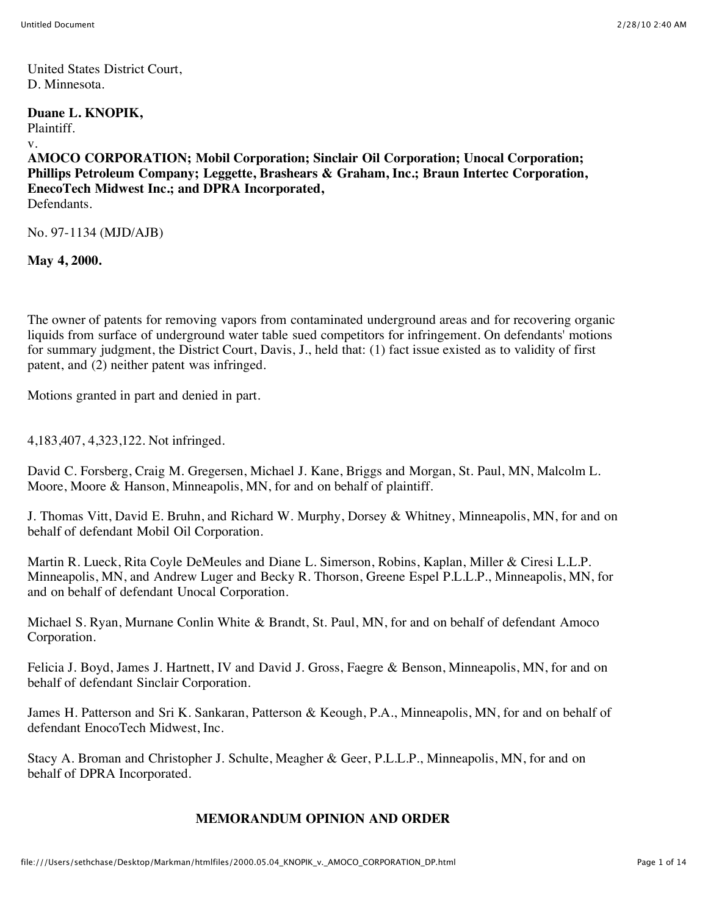United States District Court,
D. Minnesota.

**Duane L. KNOPIK,**
Plaintiff.
v.
**AMOCO CORPORATION; Mobil Corporation; Sinclair Oil Corporation; Unocal Corporation; Phillips Petroleum Company; Leggette, Brashears & Graham, Inc.; Braun Intertec Corporation, EnecoTech Midwest Inc.; and DPRA Incorporated,**
Defendants.

No. 97-1134 (MJD/AJB)

**May 4, 2000.**

The owner of patents for removing vapors from contaminated underground areas and for recovering organic liquids from surface of underground water table sued competitors for infringement. On defendants' motions for summary judgment, the District Court, Davis, J., held that: (1) fact issue existed as to validity of first patent, and (2) neither patent was infringed.

Motions granted in part and denied in part.

4,183,407, 4,323,122. Not infringed.

David C. Forsberg, Craig M. Gregersen, Michael J. Kane, Briggs and Morgan, St. Paul, MN, Malcolm L. Moore, Moore & Hanson, Minneapolis, MN, for and on behalf of plaintiff.

J. Thomas Vitt, David E. Bruhn, and Richard W. Murphy, Dorsey & Whitney, Minneapolis, MN, for and on behalf of defendant Mobil Oil Corporation.

Martin R. Lueck, Rita Coyle DeMeules and Diane L. Simerson, Robins, Kaplan, Miller & Ciresi L.L.P. Minneapolis, MN, and Andrew Luger and Becky R. Thorson, Greene Espel P.L.L.P., Minneapolis, MN, for and on behalf of defendant Unocal Corporation.

Michael S. Ryan, Murnane Conlin White & Brandt, St. Paul, MN, for and on behalf of defendant Amoco Corporation.

Felicia J. Boyd, James J. Hartnett, IV and David J. Gross, Faegre & Benson, Minneapolis, MN, for and on behalf of defendant Sinclair Corporation.

James H. Patterson and Sri K. Sankaran, Patterson & Keough, P.A., Minneapolis, MN, for and on behalf of defendant EnocoTech Midwest, Inc.

Stacy A. Broman and Christopher J. Schulte, Meagher & Geer, P.L.L.P., Minneapolis, MN, for and on behalf of DPRA Incorporated.

## MEMORANDUM OPINION AND ORDER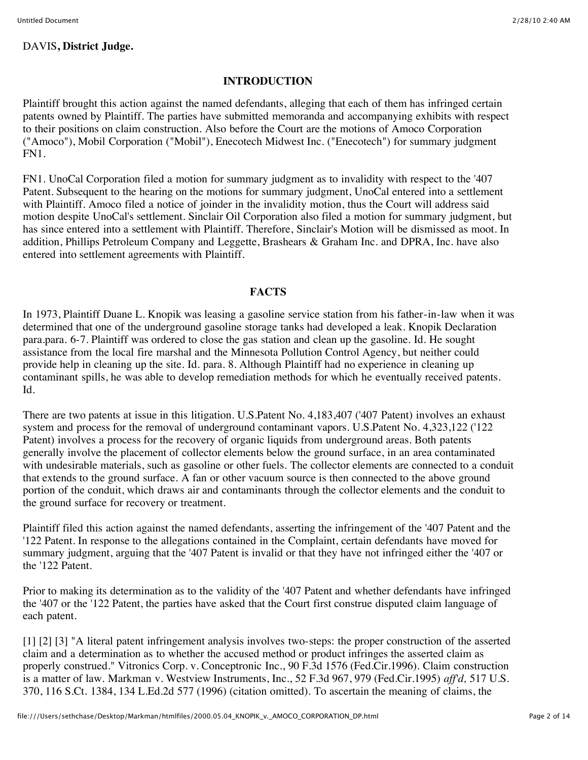DAVIS**, District Judge.**

## INTRODUCTION

Plaintiff brought this action against the named defendants, alleging that each of them has infringed certain patents owned by Plaintiff. The parties have submitted memoranda and accompanying exhibits with respect to their positions on claim construction. Also before the Court are the motions of Amoco Corporation ("Amoco"), Mobil Corporation ("Mobil"), Enecotech Midwest Inc. ("Enecotech") for summary judgment FN1.

FN1. UnoCal Corporation filed a motion for summary judgment as to invalidity with respect to the '407 Patent. Subsequent to the hearing on the motions for summary judgment, UnoCal entered into a settlement with Plaintiff. Amoco filed a notice of joinder in the invalidity motion, thus the Court will address said motion despite UnoCal's settlement. Sinclair Oil Corporation also filed a motion for summary judgment, but has since entered into a settlement with Plaintiff. Therefore, Sinclair's Motion will be dismissed as moot. In addition, Phillips Petroleum Company and Leggette, Brashears & Graham Inc. and DPRA, Inc. have also entered into settlement agreements with Plaintiff.

## FACTS

In 1973, Plaintiff Duane L. Knopik was leasing a gasoline service station from his father-in-law when it was determined that one of the underground gasoline storage tanks had developed a leak. Knopik Declaration para.para. 6-7. Plaintiff was ordered to close the gas station and clean up the gasoline. Id. He sought assistance from the local fire marshal and the Minnesota Pollution Control Agency, but neither could provide help in cleaning up the site. Id. para. 8. Although Plaintiff had no experience in cleaning up contaminant spills, he was able to develop remediation methods for which he eventually received patents. Id.

There are two patents at issue in this litigation. U.S.Patent No. 4,183,407 ('407 Patent) involves an exhaust system and process for the removal of underground contaminant vapors. U.S.Patent No. 4,323,122 ('122 Patent) involves a process for the recovery of organic liquids from underground areas. Both patents generally involve the placement of collector elements below the ground surface, in an area contaminated with undesirable materials, such as gasoline or other fuels. The collector elements are connected to a conduit that extends to the ground surface. A fan or other vacuum source is then connected to the above ground portion of the conduit, which draws air and contaminants through the collector elements and the conduit to the ground surface for recovery or treatment.

Plaintiff filed this action against the named defendants, asserting the infringement of the '407 Patent and the '122 Patent. In response to the allegations contained in the Complaint, certain defendants have moved for summary judgment, arguing that the '407 Patent is invalid or that they have not infringed either the '407 or the '122 Patent.

Prior to making its determination as to the validity of the '407 Patent and whether defendants have infringed the '407 or the '122 Patent, the parties have asked that the Court first construe disputed claim language of each patent.

[1] [2] [3] "A literal patent infringement analysis involves two-steps: the proper construction of the asserted claim and a determination as to whether the accused method or product infringes the asserted claim as properly construed." Vitronics Corp. v. Conceptronic Inc., 90 F.3d 1576 (Fed.Cir.1996). Claim construction is a matter of law. Markman v. Westview Instruments, Inc., 52 F.3d 967, 979 (Fed.Cir.1995) *aff'd,* 517 U.S. 370, 116 S.Ct. 1384, 134 L.Ed.2d 577 (1996) (citation omitted). To ascertain the meaning of claims, the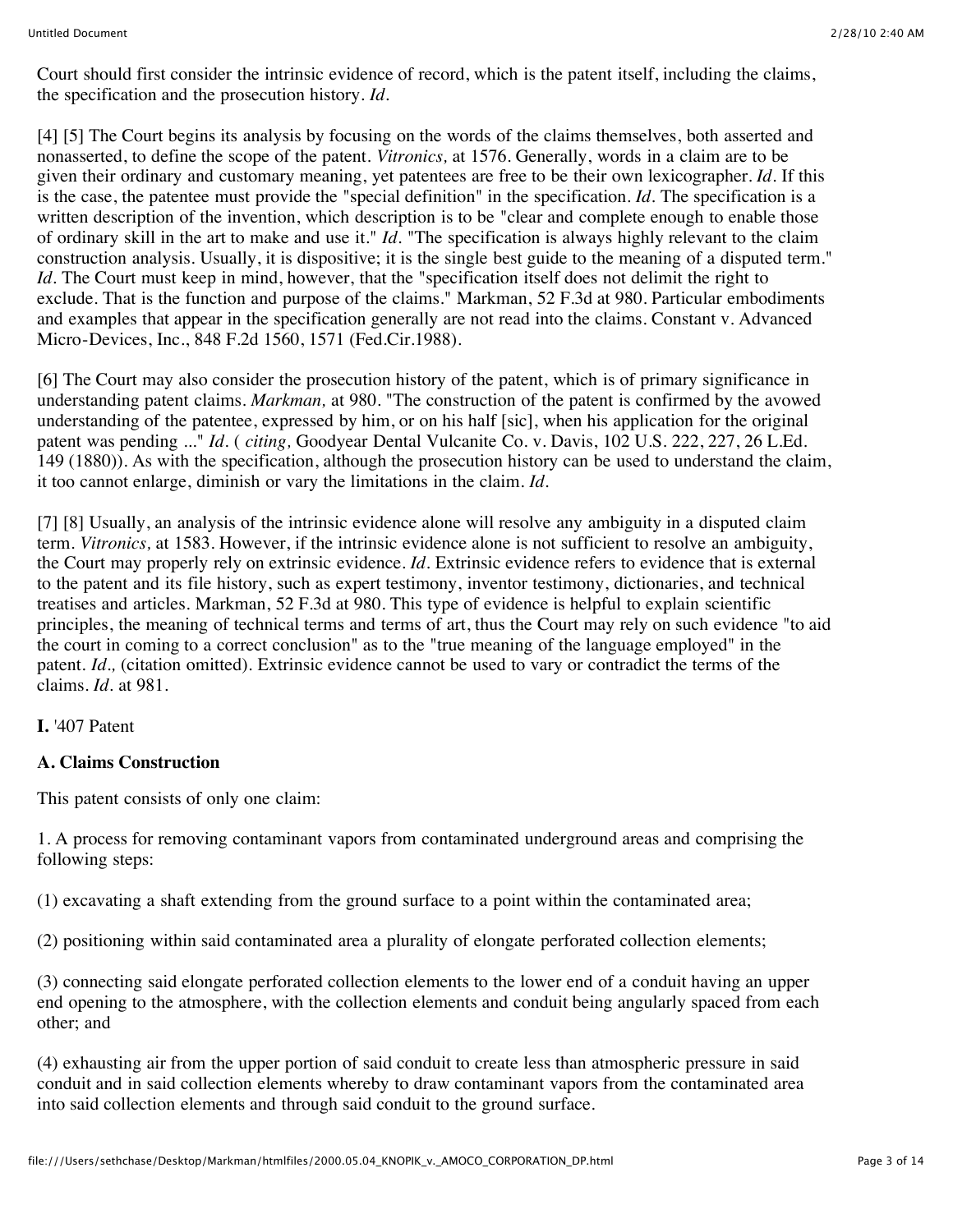Court should first consider the intrinsic evidence of record, which is the patent itself, including the claims, the specification and the prosecution history. *Id.*

[4] [5] The Court begins its analysis by focusing on the words of the claims themselves, both asserted and nonasserted, to define the scope of the patent. *Vitronics,* at 1576. Generally, words in a claim are to be given their ordinary and customary meaning, yet patentees are free to be their own lexicographer. *Id.* If this is the case, the patentee must provide the "special definition" in the specification. *Id.* The specification is a written description of the invention, which description is to be "clear and complete enough to enable those of ordinary skill in the art to make and use it." *Id.* "The specification is always highly relevant to the claim construction analysis. Usually, it is dispositive; it is the single best guide to the meaning of a disputed term." *Id.* The Court must keep in mind, however, that the "specification itself does not delimit the right to exclude. That is the function and purpose of the claims." Markman, 52 F.3d at 980. Particular embodiments and examples that appear in the specification generally are not read into the claims. Constant v. Advanced Micro-Devices, Inc., 848 F.2d 1560, 1571 (Fed.Cir.1988).

[6] The Court may also consider the prosecution history of the patent, which is of primary significance in understanding patent claims. *Markman,* at 980. "The construction of the patent is confirmed by the avowed understanding of the patentee, expressed by him, or on his half [sic], when his application for the original patent was pending ..." *Id.* ( *citing,* Goodyear Dental Vulcanite Co. v. Davis, 102 U.S. 222, 227, 26 L.Ed. 149 (1880)). As with the specification, although the prosecution history can be used to understand the claim, it too cannot enlarge, diminish or vary the limitations in the claim. *Id.*

[7] [8] Usually, an analysis of the intrinsic evidence alone will resolve any ambiguity in a disputed claim term. *Vitronics,* at 1583. However, if the intrinsic evidence alone is not sufficient to resolve an ambiguity, the Court may properly rely on extrinsic evidence. *Id.* Extrinsic evidence refers to evidence that is external to the patent and its file history, such as expert testimony, inventor testimony, dictionaries, and technical treatises and articles. Markman, 52 F.3d at 980. This type of evidence is helpful to explain scientific principles, the meaning of technical terms and terms of art, thus the Court may rely on such evidence "to aid the court in coming to a correct conclusion" as to the "true meaning of the language employed" in the patent. *Id.,* (citation omitted). Extrinsic evidence cannot be used to vary or contradict the terms of the claims. *Id.* at 981.

**I.** '407 Patent

**A. Claims Construction**

This patent consists of only one claim:

1. A process for removing contaminant vapors from contaminated underground areas and comprising the following steps:

(1) excavating a shaft extending from the ground surface to a point within the contaminated area;

(2) positioning within said contaminated area a plurality of elongate perforated collection elements;

(3) connecting said elongate perforated collection elements to the lower end of a conduit having an upper end opening to the atmosphere, with the collection elements and conduit being angularly spaced from each other; and

(4) exhausting air from the upper portion of said conduit to create less than atmospheric pressure in said conduit and in said collection elements whereby to draw contaminant vapors from the contaminated area into said collection elements and through said conduit to the ground surface.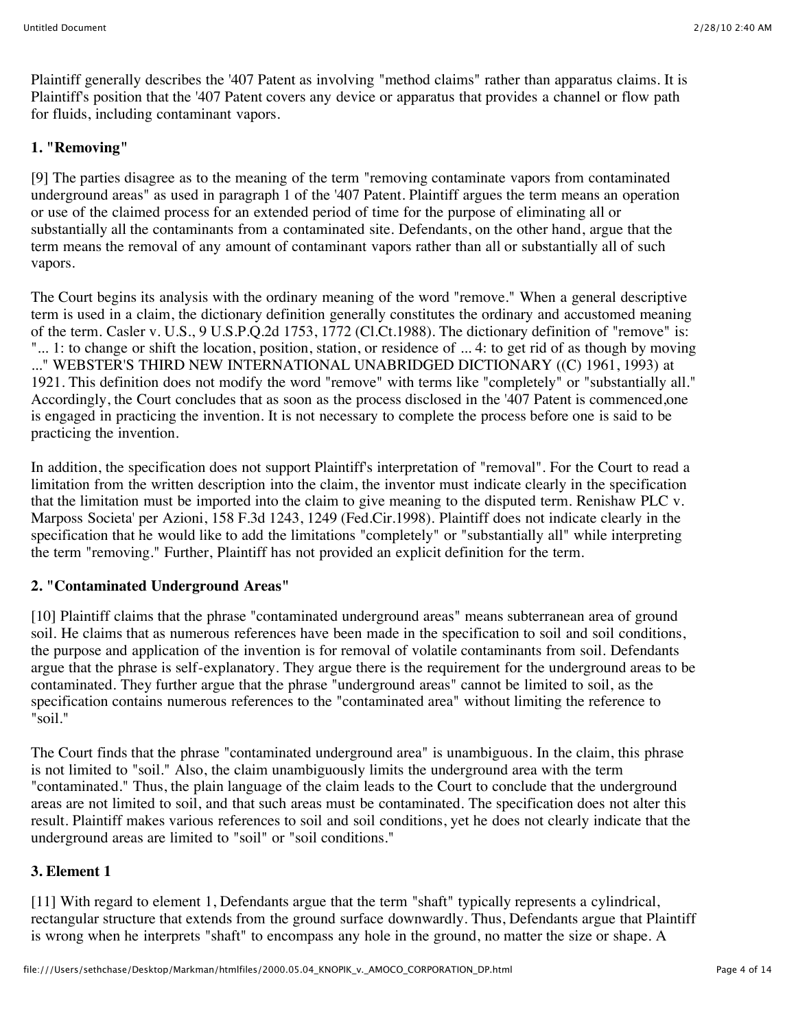Plaintiff generally describes the '407 Patent as involving "method claims" rather than apparatus claims. It is Plaintiff's position that the '407 Patent covers any device or apparatus that provides a channel or flow path for fluids, including contaminant vapors.

### 1. "Removing"

[9] The parties disagree as to the meaning of the term "removing contaminate vapors from contaminated underground areas" as used in paragraph 1 of the '407 Patent. Plaintiff argues the term means an operation or use of the claimed process for an extended period of time for the purpose of eliminating all or substantially all the contaminants from a contaminated site. Defendants, on the other hand, argue that the term means the removal of any amount of contaminant vapors rather than all or substantially all of such vapors.

The Court begins its analysis with the ordinary meaning of the word "remove." When a general descriptive term is used in a claim, the dictionary definition generally constitutes the ordinary and accustomed meaning of the term. Casler v. U.S., 9 U.S.P.Q.2d 1753, 1772 (Cl.Ct.1988). The dictionary definition of "remove" is: "... 1: to change or shift the location, position, station, or residence of ... 4: to get rid of as though by moving ..." WEBSTER'S THIRD NEW INTERNATIONAL UNABRIDGED DICTIONARY ((C) 1961, 1993) at 1921. This definition does not modify the word "remove" with terms like "completely" or "substantially all." Accordingly, the Court concludes that as soon as the process disclosed in the '407 Patent is commenced,one is engaged in practicing the invention. It is not necessary to complete the process before one is said to be practicing the invention.

In addition, the specification does not support Plaintiff's interpretation of "removal". For the Court to read a limitation from the written description into the claim, the inventor must indicate clearly in the specification that the limitation must be imported into the claim to give meaning to the disputed term. Renishaw PLC v. Marposs Societa' per Azioni, 158 F.3d 1243, 1249 (Fed.Cir.1998). Plaintiff does not indicate clearly in the specification that he would like to add the limitations "completely" or "substantially all" while interpreting the term "removing." Further, Plaintiff has not provided an explicit definition for the term.

### 2. "Contaminated Underground Areas"

[10] Plaintiff claims that the phrase "contaminated underground areas" means subterranean area of ground soil. He claims that as numerous references have been made in the specification to soil and soil conditions, the purpose and application of the invention is for removal of volatile contaminants from soil. Defendants argue that the phrase is self-explanatory. They argue there is the requirement for the underground areas to be contaminated. They further argue that the phrase "underground areas" cannot be limited to soil, as the specification contains numerous references to the "contaminated area" without limiting the reference to "soil."

The Court finds that the phrase "contaminated underground area" is unambiguous. In the claim, this phrase is not limited to "soil." Also, the claim unambiguously limits the underground area with the term "contaminated." Thus, the plain language of the claim leads to the Court to conclude that the underground areas are not limited to soil, and that such areas must be contaminated. The specification does not alter this result. Plaintiff makes various references to soil and soil conditions, yet he does not clearly indicate that the underground areas are limited to "soil" or "soil conditions."

### 3. Element 1

[11] With regard to element 1, Defendants argue that the term "shaft" typically represents a cylindrical, rectangular structure that extends from the ground surface downwardly. Thus, Defendants argue that Plaintiff is wrong when he interprets "shaft" to encompass any hole in the ground, no matter the size or shape. A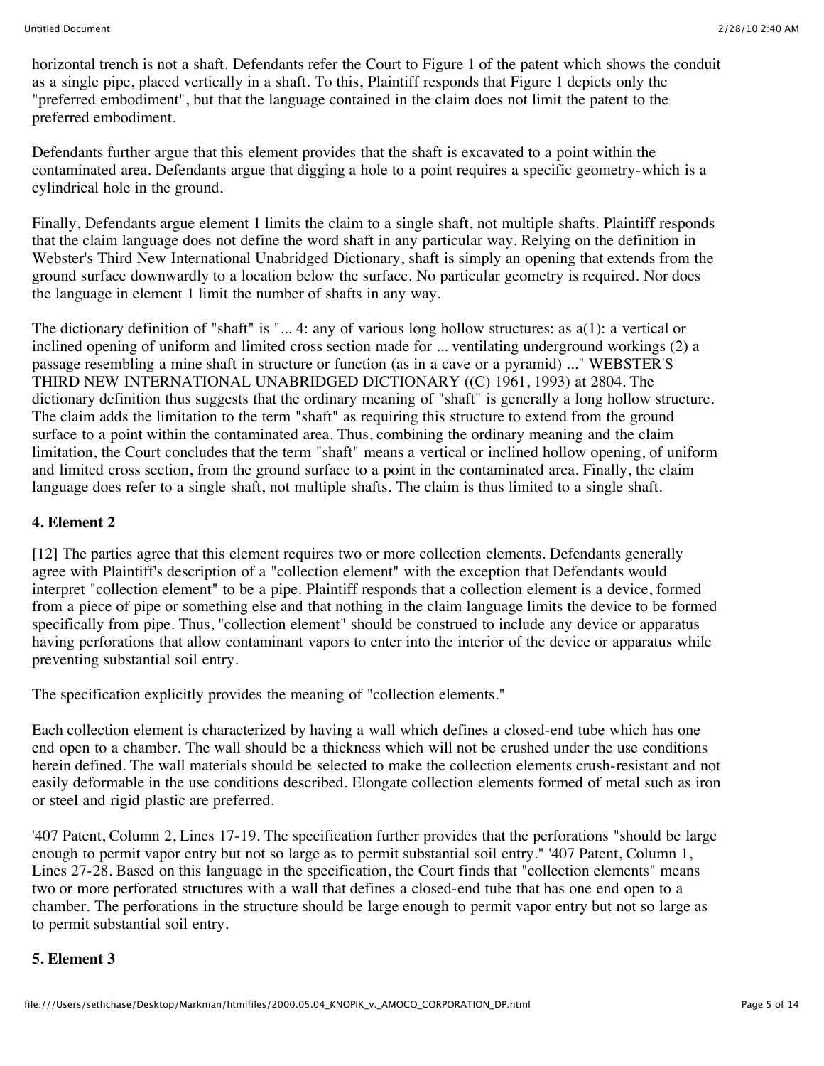horizontal trench is not a shaft. Defendants refer the Court to Figure 1 of the patent which shows the conduit as a single pipe, placed vertically in a shaft. To this, Plaintiff responds that Figure 1 depicts only the "preferred embodiment", but that the language contained in the claim does not limit the patent to the preferred embodiment.

Defendants further argue that this element provides that the shaft is excavated to a point within the contaminated area. Defendants argue that digging a hole to a point requires a specific geometry-which is a cylindrical hole in the ground.

Finally, Defendants argue element 1 limits the claim to a single shaft, not multiple shafts. Plaintiff responds that the claim language does not define the word shaft in any particular way. Relying on the definition in Webster's Third New International Unabridged Dictionary, shaft is simply an opening that extends from the ground surface downwardly to a location below the surface. No particular geometry is required. Nor does the language in element 1 limit the number of shafts in any way.

The dictionary definition of "shaft" is "... 4: any of various long hollow structures: as a(1): a vertical or inclined opening of uniform and limited cross section made for ... ventilating underground workings (2) a passage resembling a mine shaft in structure or function (as in a cave or a pyramid) ..." WEBSTER'S THIRD NEW INTERNATIONAL UNABRIDGED DICTIONARY ((C) 1961, 1993) at 2804. The dictionary definition thus suggests that the ordinary meaning of "shaft" is generally a long hollow structure. The claim adds the limitation to the term "shaft" as requiring this structure to extend from the ground surface to a point within the contaminated area. Thus, combining the ordinary meaning and the claim limitation, the Court concludes that the term "shaft" means a vertical or inclined hollow opening, of uniform and limited cross section, from the ground surface to a point in the contaminated area. Finally, the claim language does refer to a single shaft, not multiple shafts. The claim is thus limited to a single shaft.

#### 4. Element 2

[12] The parties agree that this element requires two or more collection elements. Defendants generally agree with Plaintiff's description of a "collection element" with the exception that Defendants would interpret "collection element" to be a pipe. Plaintiff responds that a collection element is a device, formed from a piece of pipe or something else and that nothing in the claim language limits the device to be formed specifically from pipe. Thus, "collection element" should be construed to include any device or apparatus having perforations that allow contaminant vapors to enter into the interior of the device or apparatus while preventing substantial soil entry.

The specification explicitly provides the meaning of "collection elements."

Each collection element is characterized by having a wall which defines a closed-end tube which has one end open to a chamber. The wall should be a thickness which will not be crushed under the use conditions herein defined. The wall materials should be selected to make the collection elements crush-resistant and not easily deformable in the use conditions described. Elongate collection elements formed of metal such as iron or steel and rigid plastic are preferred.

'407 Patent, Column 2, Lines 17-19. The specification further provides that the perforations "should be large enough to permit vapor entry but not so large as to permit substantial soil entry." '407 Patent, Column 1, Lines 27-28. Based on this language in the specification, the Court finds that "collection elements" means two or more perforated structures with a wall that defines a closed-end tube that has one end open to a chamber. The perforations in the structure should be large enough to permit vapor entry but not so large as to permit substantial soil entry.

#### 5. Element 3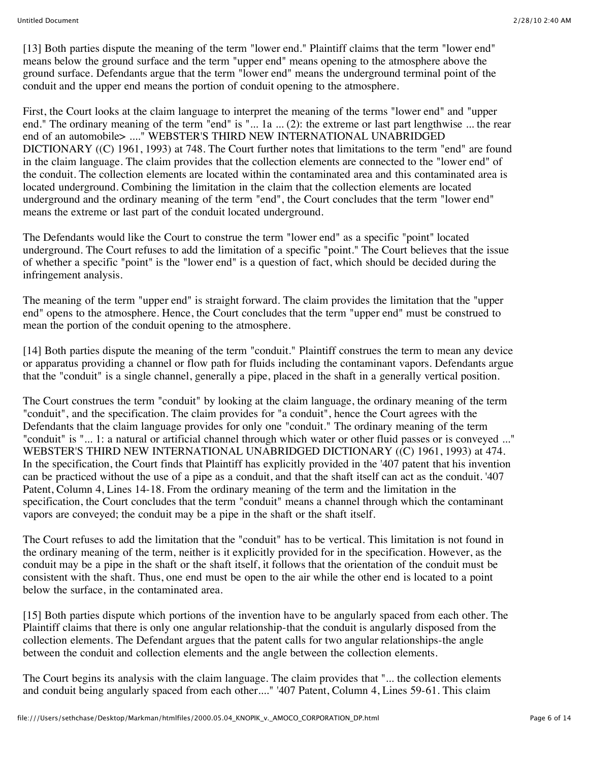[13] Both parties dispute the meaning of the term "lower end." Plaintiff claims that the term "lower end" means below the ground surface and the term "upper end" means opening to the atmosphere above the ground surface. Defendants argue that the term "lower end" means the underground terminal point of the conduit and the upper end means the portion of conduit opening to the atmosphere.

First, the Court looks at the claim language to interpret the meaning of the terms "lower end" and "upper end." The ordinary meaning of the term "end" is "... 1a ... (2): the extreme or last part lengthwise ... the rear end of an automobile> ...." WEBSTER'S THIRD NEW INTERNATIONAL UNABRIDGED DICTIONARY ((C) 1961, 1993) at 748. The Court further notes that limitations to the term "end" are found in the claim language. The claim provides that the collection elements are connected to the "lower end" of the conduit. The collection elements are located within the contaminated area and this contaminated area is located underground. Combining the limitation in the claim that the collection elements are located underground and the ordinary meaning of the term "end", the Court concludes that the term "lower end" means the extreme or last part of the conduit located underground.

The Defendants would like the Court to construe the term "lower end" as a specific "point" located underground. The Court refuses to add the limitation of a specific "point." The Court believes that the issue of whether a specific "point" is the "lower end" is a question of fact, which should be decided during the infringement analysis.

The meaning of the term "upper end" is straight forward. The claim provides the limitation that the "upper end" opens to the atmosphere. Hence, the Court concludes that the term "upper end" must be construed to mean the portion of the conduit opening to the atmosphere.

[14] Both parties dispute the meaning of the term "conduit." Plaintiff construes the term to mean any device or apparatus providing a channel or flow path for fluids including the contaminant vapors. Defendants argue that the "conduit" is a single channel, generally a pipe, placed in the shaft in a generally vertical position.

The Court construes the term "conduit" by looking at the claim language, the ordinary meaning of the term "conduit", and the specification. The claim provides for "a conduit", hence the Court agrees with the Defendants that the claim language provides for only one "conduit." The ordinary meaning of the term "conduit" is "... 1: a natural or artificial channel through which water or other fluid passes or is conveyed ..." WEBSTER'S THIRD NEW INTERNATIONAL UNABRIDGED DICTIONARY ((C) 1961, 1993) at 474. In the specification, the Court finds that Plaintiff has explicitly provided in the '407 patent that his invention can be practiced without the use of a pipe as a conduit, and that the shaft itself can act as the conduit. '407 Patent, Column 4, Lines 14-18. From the ordinary meaning of the term and the limitation in the specification, the Court concludes that the term "conduit" means a channel through which the contaminant vapors are conveyed; the conduit may be a pipe in the shaft or the shaft itself.

The Court refuses to add the limitation that the "conduit" has to be vertical. This limitation is not found in the ordinary meaning of the term, neither is it explicitly provided for in the specification. However, as the conduit may be a pipe in the shaft or the shaft itself, it follows that the orientation of the conduit must be consistent with the shaft. Thus, one end must be open to the air while the other end is located to a point below the surface, in the contaminated area.

[15] Both parties dispute which portions of the invention have to be angularly spaced from each other. The Plaintiff claims that there is only one angular relationship-that the conduit is angularly disposed from the collection elements. The Defendant argues that the patent calls for two angular relationships-the angle between the conduit and collection elements and the angle between the collection elements.

The Court begins its analysis with the claim language. The claim provides that "... the collection elements and conduit being angularly spaced from each other...." '407 Patent, Column 4, Lines 59-61. This claim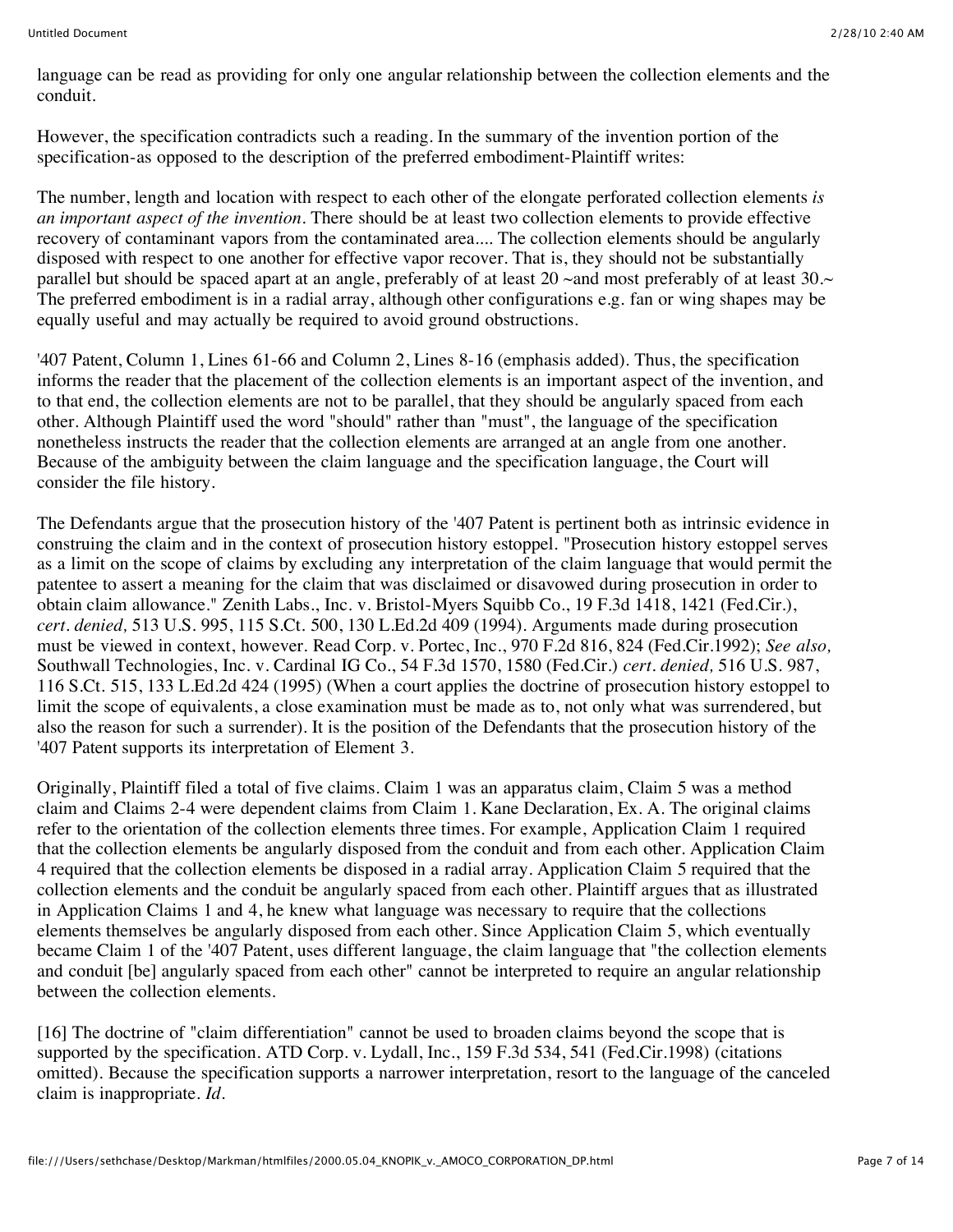language can be read as providing for only one angular relationship between the collection elements and the conduit.

However, the specification contradicts such a reading. In the summary of the invention portion of the specification-as opposed to the description of the preferred embodiment-Plaintiff writes:

The number, length and location with respect to each other of the elongate perforated collection elements *is an important aspect of the invention*. There should be at least two collection elements to provide effective recovery of contaminant vapors from the contaminated area.... The collection elements should be angularly disposed with respect to one another for effective vapor recover. That is, they should not be substantially parallel but should be spaced apart at an angle, preferably of at least 20 ~and most preferably of at least 30.~ The preferred embodiment is in a radial array, although other configurations e.g. fan or wing shapes may be equally useful and may actually be required to avoid ground obstructions.

'407 Patent, Column 1, Lines 61-66 and Column 2, Lines 8-16 (emphasis added). Thus, the specification informs the reader that the placement of the collection elements is an important aspect of the invention, and to that end, the collection elements are not to be parallel, that they should be angularly spaced from each other. Although Plaintiff used the word "should" rather than "must", the language of the specification nonetheless instructs the reader that the collection elements are arranged at an angle from one another. Because of the ambiguity between the claim language and the specification language, the Court will consider the file history.

The Defendants argue that the prosecution history of the '407 Patent is pertinent both as intrinsic evidence in construing the claim and in the context of prosecution history estoppel. "Prosecution history estoppel serves as a limit on the scope of claims by excluding any interpretation of the claim language that would permit the patentee to assert a meaning for the claim that was disclaimed or disavowed during prosecution in order to obtain claim allowance." Zenith Labs., Inc. v. Bristol-Myers Squibb Co., 19 F.3d 1418, 1421 (Fed.Cir.), *cert. denied,* 513 U.S. 995, 115 S.Ct. 500, 130 L.Ed.2d 409 (1994). Arguments made during prosecution must be viewed in context, however. Read Corp. v. Portec, Inc., 970 F.2d 816, 824 (Fed.Cir.1992); *See also,* Southwall Technologies, Inc. v. Cardinal IG Co., 54 F.3d 1570, 1580 (Fed.Cir.) *cert. denied,* 516 U.S. 987, 116 S.Ct. 515, 133 L.Ed.2d 424 (1995) (When a court applies the doctrine of prosecution history estoppel to limit the scope of equivalents, a close examination must be made as to, not only what was surrendered, but also the reason for such a surrender). It is the position of the Defendants that the prosecution history of the '407 Patent supports its interpretation of Element 3.

Originally, Plaintiff filed a total of five claims. Claim 1 was an apparatus claim, Claim 5 was a method claim and Claims 2-4 were dependent claims from Claim 1. Kane Declaration, Ex. A. The original claims refer to the orientation of the collection elements three times. For example, Application Claim 1 required that the collection elements be angularly disposed from the conduit and from each other. Application Claim 4 required that the collection elements be disposed in a radial array. Application Claim 5 required that the collection elements and the conduit be angularly spaced from each other. Plaintiff argues that as illustrated in Application Claims 1 and 4, he knew what language was necessary to require that the collections elements themselves be angularly disposed from each other. Since Application Claim 5, which eventually became Claim 1 of the '407 Patent, uses different language, the claim language that "the collection elements and conduit [be] angularly spaced from each other" cannot be interpreted to require an angular relationship between the collection elements.

[16] The doctrine of "claim differentiation" cannot be used to broaden claims beyond the scope that is supported by the specification. ATD Corp. v. Lydall, Inc., 159 F.3d 534, 541 (Fed.Cir.1998) (citations omitted). Because the specification supports a narrower interpretation, resort to the language of the canceled claim is inappropriate. *Id.*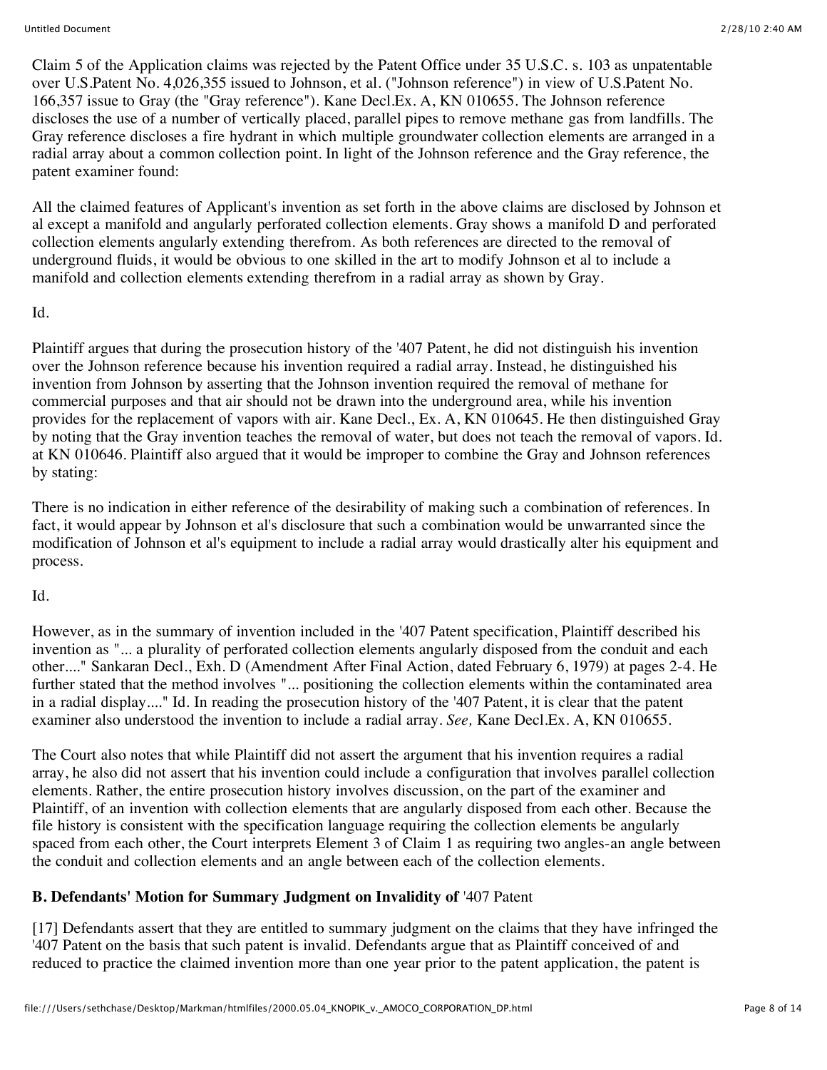Claim 5 of the Application claims was rejected by the Patent Office under 35 U.S.C. s. 103 as unpatentable over U.S.Patent No. 4,026,355 issued to Johnson, et al. ("Johnson reference") in view of U.S.Patent No. 166,357 issue to Gray (the "Gray reference"). Kane Decl.Ex. A, KN 010655. The Johnson reference discloses the use of a number of vertically placed, parallel pipes to remove methane gas from landfills. The Gray reference discloses a fire hydrant in which multiple groundwater collection elements are arranged in a radial array about a common collection point. In light of the Johnson reference and the Gray reference, the patent examiner found:

All the claimed features of Applicant's invention as set forth in the above claims are disclosed by Johnson et al except a manifold and angularly perforated collection elements. Gray shows a manifold D and perforated collection elements angularly extending therefrom. As both references are directed to the removal of underground fluids, it would be obvious to one skilled in the art to modify Johnson et al to include a manifold and collection elements extending therefrom in a radial array as shown by Gray.

Id.

Plaintiff argues that during the prosecution history of the '407 Patent, he did not distinguish his invention over the Johnson reference because his invention required a radial array. Instead, he distinguished his invention from Johnson by asserting that the Johnson invention required the removal of methane for commercial purposes and that air should not be drawn into the underground area, while his invention provides for the replacement of vapors with air. Kane Decl., Ex. A, KN 010645. He then distinguished Gray by noting that the Gray invention teaches the removal of water, but does not teach the removal of vapors. Id. at KN 010646. Plaintiff also argued that it would be improper to combine the Gray and Johnson references by stating:

There is no indication in either reference of the desirability of making such a combination of references. In fact, it would appear by Johnson et al's disclosure that such a combination would be unwarranted since the modification of Johnson et al's equipment to include a radial array would drastically alter his equipment and process.

Id.

However, as in the summary of invention included in the '407 Patent specification, Plaintiff described his invention as "... a plurality of perforated collection elements angularly disposed from the conduit and each other...." Sankaran Decl., Exh. D (Amendment After Final Action, dated February 6, 1979) at pages 2-4. He further stated that the method involves "... positioning the collection elements within the contaminated area in a radial display...." Id. In reading the prosecution history of the '407 Patent, it is clear that the patent examiner also understood the invention to include a radial array. *See,* Kane Decl.Ex. A, KN 010655.

The Court also notes that while Plaintiff did not assert the argument that his invention requires a radial array, he also did not assert that his invention could include a configuration that involves parallel collection elements. Rather, the entire prosecution history involves discussion, on the part of the examiner and Plaintiff, of an invention with collection elements that are angularly disposed from each other. Because the file history is consistent with the specification language requiring the collection elements be angularly spaced from each other, the Court interprets Element 3 of Claim 1 as requiring two angles-an angle between the conduit and collection elements and an angle between each of the collection elements.

**B. Defendants' Motion for Summary Judgment on Invalidity of** '407 Patent

[17] Defendants assert that they are entitled to summary judgment on the claims that they have infringed the '407 Patent on the basis that such patent is invalid. Defendants argue that as Plaintiff conceived of and reduced to practice the claimed invention more than one year prior to the patent application, the patent is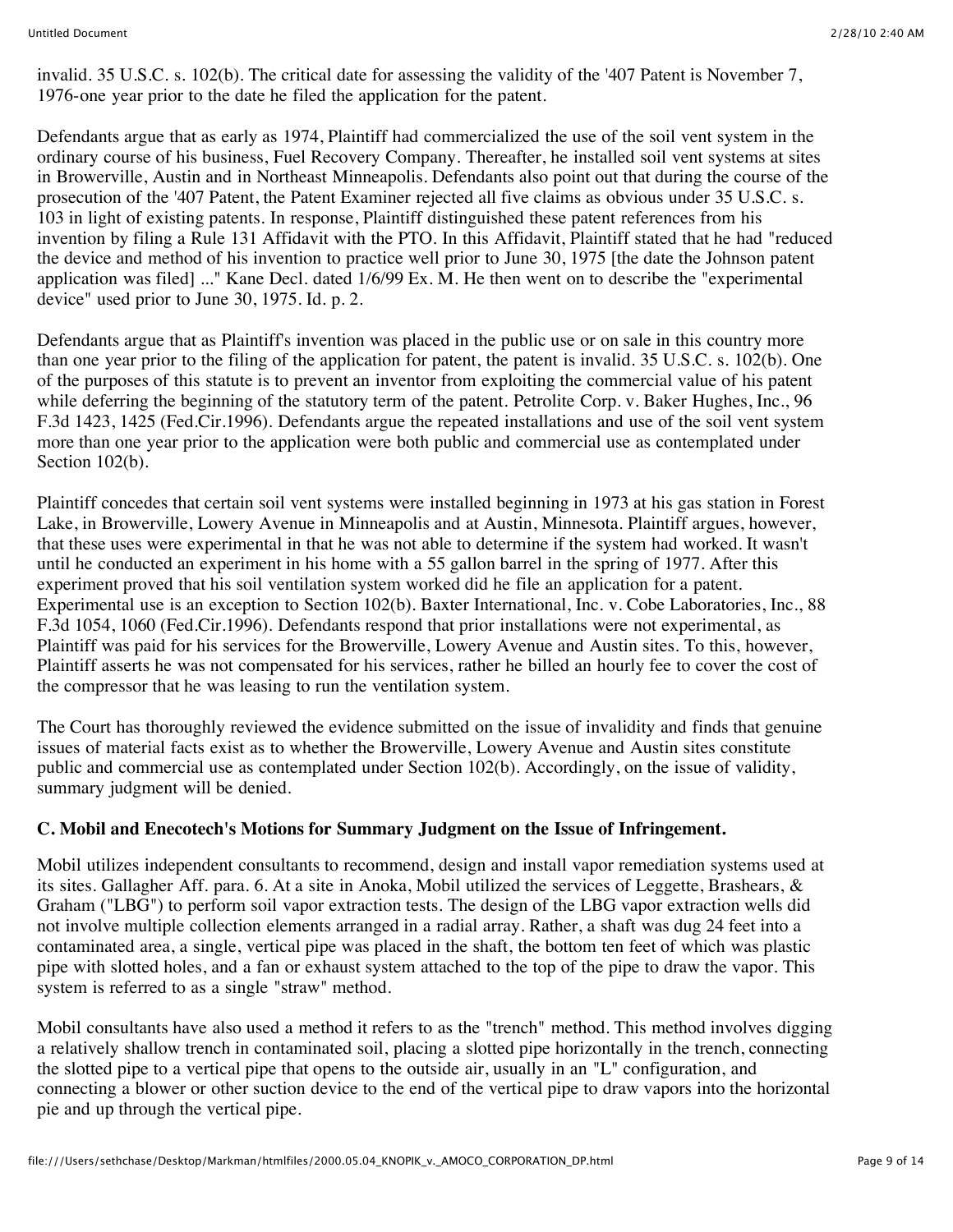invalid. 35 U.S.C. s. 102(b). The critical date for assessing the validity of the '407 Patent is November 7, 1976-one year prior to the date he filed the application for the patent.

Defendants argue that as early as 1974, Plaintiff had commercialized the use of the soil vent system in the ordinary course of his business, Fuel Recovery Company. Thereafter, he installed soil vent systems at sites in Browerville, Austin and in Northeast Minneapolis. Defendants also point out that during the course of the prosecution of the '407 Patent, the Patent Examiner rejected all five claims as obvious under 35 U.S.C. s. 103 in light of existing patents. In response, Plaintiff distinguished these patent references from his invention by filing a Rule 131 Affidavit with the PTO. In this Affidavit, Plaintiff stated that he had "reduced the device and method of his invention to practice well prior to June 30, 1975 [the date the Johnson patent application was filed] ..." Kane Decl. dated 1/6/99 Ex. M. He then went on to describe the "experimental device" used prior to June 30, 1975. Id. p. 2.

Defendants argue that as Plaintiff's invention was placed in the public use or on sale in this country more than one year prior to the filing of the application for patent, the patent is invalid. 35 U.S.C. s. 102(b). One of the purposes of this statute is to prevent an inventor from exploiting the commercial value of his patent while deferring the beginning of the statutory term of the patent. Petrolite Corp. v. Baker Hughes, Inc., 96 F.3d 1423, 1425 (Fed.Cir.1996). Defendants argue the repeated installations and use of the soil vent system more than one year prior to the application were both public and commercial use as contemplated under Section 102(b).

Plaintiff concedes that certain soil vent systems were installed beginning in 1973 at his gas station in Forest Lake, in Browerville, Lowery Avenue in Minneapolis and at Austin, Minnesota. Plaintiff argues, however, that these uses were experimental in that he was not able to determine if the system had worked. It wasn't until he conducted an experiment in his home with a 55 gallon barrel in the spring of 1977. After this experiment proved that his soil ventilation system worked did he file an application for a patent. Experimental use is an exception to Section 102(b). Baxter International, Inc. v. Cobe Laboratories, Inc., 88 F.3d 1054, 1060 (Fed.Cir.1996). Defendants respond that prior installations were not experimental, as Plaintiff was paid for his services for the Browerville, Lowery Avenue and Austin sites. To this, however, Plaintiff asserts he was not compensated for his services, rather he billed an hourly fee to cover the cost of the compressor that he was leasing to run the ventilation system.

The Court has thoroughly reviewed the evidence submitted on the issue of invalidity and finds that genuine issues of material facts exist as to whether the Browerville, Lowery Avenue and Austin sites constitute public and commercial use as contemplated under Section 102(b). Accordingly, on the issue of validity, summary judgment will be denied.

**C. Mobil and Enecotech's Motions for Summary Judgment on the Issue of Infringement.**

Mobil utilizes independent consultants to recommend, design and install vapor remediation systems used at its sites. Gallagher Aff. para. 6. At a site in Anoka, Mobil utilized the services of Leggette, Brashears, & Graham ("LBG") to perform soil vapor extraction tests. The design of the LBG vapor extraction wells did not involve multiple collection elements arranged in a radial array. Rather, a shaft was dug 24 feet into a contaminated area, a single, vertical pipe was placed in the shaft, the bottom ten feet of which was plastic pipe with slotted holes, and a fan or exhaust system attached to the top of the pipe to draw the vapor. This system is referred to as a single "straw" method.

Mobil consultants have also used a method it refers to as the "trench" method. This method involves digging a relatively shallow trench in contaminated soil, placing a slotted pipe horizontally in the trench, connecting the slotted pipe to a vertical pipe that opens to the outside air, usually in an "L" configuration, and connecting a blower or other suction device to the end of the vertical pipe to draw vapors into the horizontal pie and up through the vertical pipe.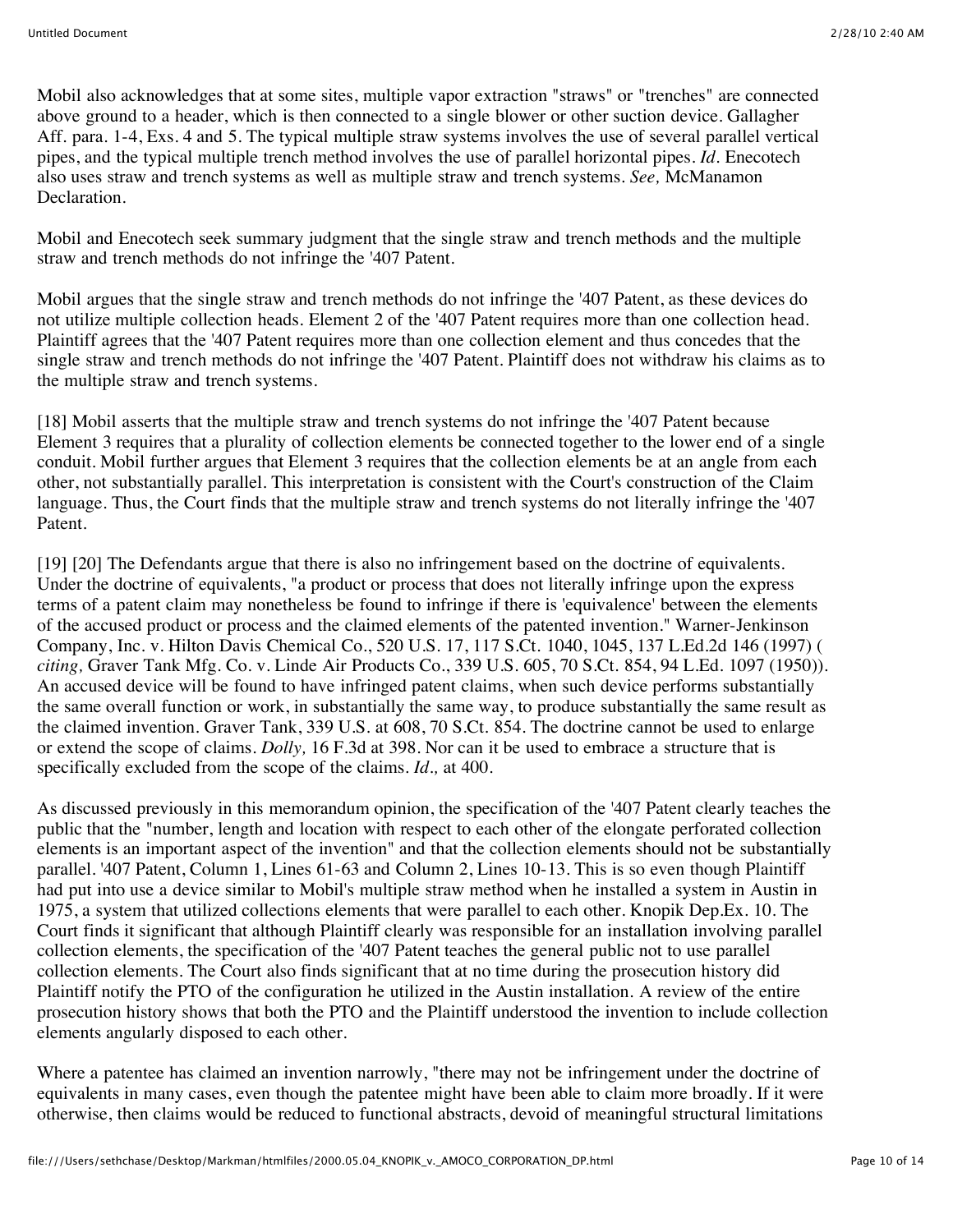Mobil also acknowledges that at some sites, multiple vapor extraction "straws" or "trenches" are connected above ground to a header, which is then connected to a single blower or other suction device. Gallagher Aff. para. 1-4, Exs. 4 and 5. The typical multiple straw systems involves the use of several parallel vertical pipes, and the typical multiple trench method involves the use of parallel horizontal pipes. *Id*. Enecotech also uses straw and trench systems as well as multiple straw and trench systems. *See,* McManamon Declaration.

Mobil and Enecotech seek summary judgment that the single straw and trench methods and the multiple straw and trench methods do not infringe the '407 Patent.

Mobil argues that the single straw and trench methods do not infringe the '407 Patent, as these devices do not utilize multiple collection heads. Element 2 of the '407 Patent requires more than one collection head. Plaintiff agrees that the '407 Patent requires more than one collection element and thus concedes that the single straw and trench methods do not infringe the '407 Patent. Plaintiff does not withdraw his claims as to the multiple straw and trench systems.

[18] Mobil asserts that the multiple straw and trench systems do not infringe the '407 Patent because Element 3 requires that a plurality of collection elements be connected together to the lower end of a single conduit. Mobil further argues that Element 3 requires that the collection elements be at an angle from each other, not substantially parallel. This interpretation is consistent with the Court's construction of the Claim language. Thus, the Court finds that the multiple straw and trench systems do not literally infringe the '407 Patent.

[19] [20] The Defendants argue that there is also no infringement based on the doctrine of equivalents. Under the doctrine of equivalents, "a product or process that does not literally infringe upon the express terms of a patent claim may nonetheless be found to infringe if there is 'equivalence' between the elements of the accused product or process and the claimed elements of the patented invention." Warner-Jenkinson Company, Inc. v. Hilton Davis Chemical Co., 520 U.S. 17, 117 S.Ct. 1040, 1045, 137 L.Ed.2d 146 (1997) ( *citing,* Graver Tank Mfg. Co. v. Linde Air Products Co., 339 U.S. 605, 70 S.Ct. 854, 94 L.Ed. 1097 (1950)). An accused device will be found to have infringed patent claims, when such device performs substantially the same overall function or work, in substantially the same way, to produce substantially the same result as the claimed invention. Graver Tank, 339 U.S. at 608, 70 S.Ct. 854. The doctrine cannot be used to enlarge or extend the scope of claims. *Dolly,* 16 F.3d at 398. Nor can it be used to embrace a structure that is specifically excluded from the scope of the claims. *Id.,* at 400.

As discussed previously in this memorandum opinion, the specification of the '407 Patent clearly teaches the public that the "number, length and location with respect to each other of the elongate perforated collection elements is an important aspect of the invention" and that the collection elements should not be substantially parallel. '407 Patent, Column 1, Lines 61-63 and Column 2, Lines 10-13. This is so even though Plaintiff had put into use a device similar to Mobil's multiple straw method when he installed a system in Austin in 1975, a system that utilized collections elements that were parallel to each other. Knopik Dep.Ex. 10. The Court finds it significant that although Plaintiff clearly was responsible for an installation involving parallel collection elements, the specification of the '407 Patent teaches the general public not to use parallel collection elements. The Court also finds significant that at no time during the prosecution history did Plaintiff notify the PTO of the configuration he utilized in the Austin installation. A review of the entire prosecution history shows that both the PTO and the Plaintiff understood the invention to include collection elements angularly disposed to each other.

Where a patentee has claimed an invention narrowly, "there may not be infringement under the doctrine of equivalents in many cases, even though the patentee might have been able to claim more broadly. If it were otherwise, then claims would be reduced to functional abstracts, devoid of meaningful structural limitations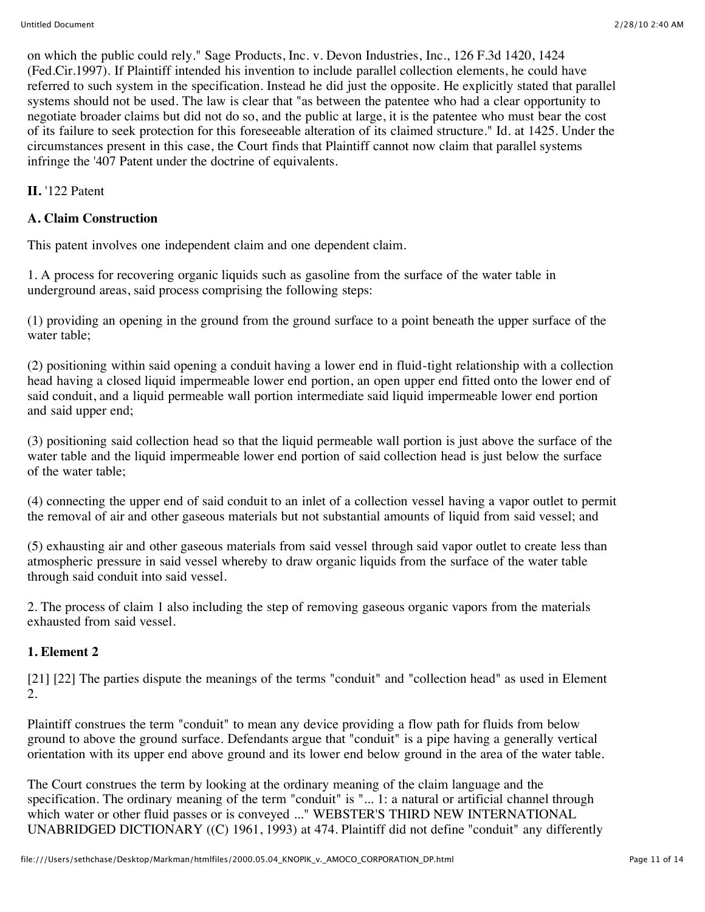on which the public could rely." Sage Products, Inc. v. Devon Industries, Inc., 126 F.3d 1420, 1424 (Fed.Cir.1997). If Plaintiff intended his invention to include parallel collection elements, he could have referred to such system in the specification. Instead he did just the opposite. He explicitly stated that parallel systems should not be used. The law is clear that "as between the patentee who had a clear opportunity to negotiate broader claims but did not do so, and the public at large, it is the patentee who must bear the cost of its failure to seek protection for this foreseeable alteration of its claimed structure." Id. at 1425. Under the circumstances present in this case, the Court finds that Plaintiff cannot now claim that parallel systems infringe the '407 Patent under the doctrine of equivalents.

**II.** '122 Patent

**A. Claim Construction**

This patent involves one independent claim and one dependent claim.

1. A process for recovering organic liquids such as gasoline from the surface of the water table in underground areas, said process comprising the following steps:

(1) providing an opening in the ground from the ground surface to a point beneath the upper surface of the water table;

(2) positioning within said opening a conduit having a lower end in fluid-tight relationship with a collection head having a closed liquid impermeable lower end portion, an open upper end fitted onto the lower end of said conduit, and a liquid permeable wall portion intermediate said liquid impermeable lower end portion and said upper end;

(3) positioning said collection head so that the liquid permeable wall portion is just above the surface of the water table and the liquid impermeable lower end portion of said collection head is just below the surface of the water table;

(4) connecting the upper end of said conduit to an inlet of a collection vessel having a vapor outlet to permit the removal of air and other gaseous materials but not substantial amounts of liquid from said vessel; and

(5) exhausting air and other gaseous materials from said vessel through said vapor outlet to create less than atmospheric pressure in said vessel whereby to draw organic liquids from the surface of the water table through said conduit into said vessel.

2. The process of claim 1 also including the step of removing gaseous organic vapors from the materials exhausted from said vessel.

**1. Element 2**

[21] [22] The parties dispute the meanings of the terms "conduit" and "collection head" as used in Element 2.

Plaintiff construes the term "conduit" to mean any device providing a flow path for fluids from below ground to above the ground surface. Defendants argue that "conduit" is a pipe having a generally vertical orientation with its upper end above ground and its lower end below ground in the area of the water table.

The Court construes the term by looking at the ordinary meaning of the claim language and the specification. The ordinary meaning of the term "conduit" is "... 1: a natural or artificial channel through which water or other fluid passes or is conveyed ..." WEBSTER'S THIRD NEW INTERNATIONAL UNABRIDGED DICTIONARY ((C) 1961, 1993) at 474. Plaintiff did not define "conduit" any differently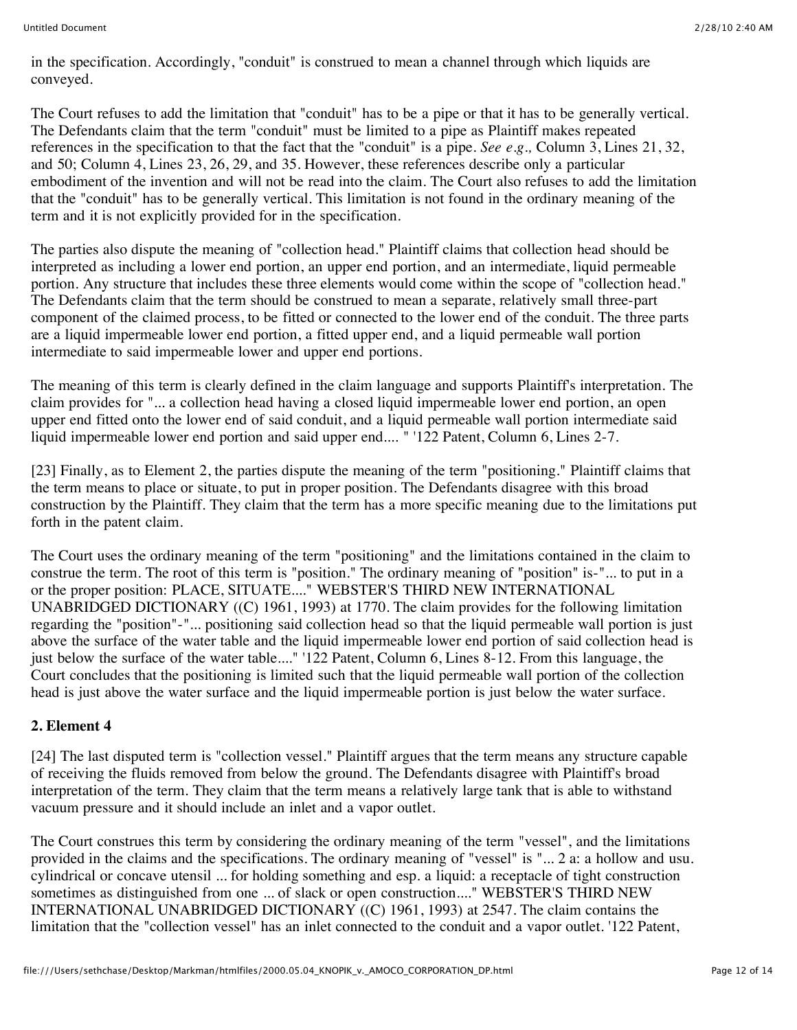in the specification. Accordingly, "conduit" is construed to mean a channel through which liquids are conveyed.

The Court refuses to add the limitation that "conduit" has to be a pipe or that it has to be generally vertical. The Defendants claim that the term "conduit" must be limited to a pipe as Plaintiff makes repeated references in the specification to that the fact that the "conduit" is a pipe. *See e.g.,* Column 3, Lines 21, 32, and 50; Column 4, Lines 23, 26, 29, and 35. However, these references describe only a particular embodiment of the invention and will not be read into the claim. The Court also refuses to add the limitation that the "conduit" has to be generally vertical. This limitation is not found in the ordinary meaning of the term and it is not explicitly provided for in the specification.

The parties also dispute the meaning of "collection head." Plaintiff claims that collection head should be interpreted as including a lower end portion, an upper end portion, and an intermediate, liquid permeable portion. Any structure that includes these three elements would come within the scope of "collection head." The Defendants claim that the term should be construed to mean a separate, relatively small three-part component of the claimed process, to be fitted or connected to the lower end of the conduit. The three parts are a liquid impermeable lower end portion, a fitted upper end, and a liquid permeable wall portion intermediate to said impermeable lower and upper end portions.

The meaning of this term is clearly defined in the claim language and supports Plaintiff's interpretation. The claim provides for "... a collection head having a closed liquid impermeable lower end portion, an open upper end fitted onto the lower end of said conduit, and a liquid permeable wall portion intermediate said liquid impermeable lower end portion and said upper end.... " '122 Patent, Column 6, Lines 2-7.

[23] Finally, as to Element 2, the parties dispute the meaning of the term "positioning." Plaintiff claims that the term means to place or situate, to put in proper position. The Defendants disagree with this broad construction by the Plaintiff. They claim that the term has a more specific meaning due to the limitations put forth in the patent claim.

The Court uses the ordinary meaning of the term "positioning" and the limitations contained in the claim to construe the term. The root of this term is "position." The ordinary meaning of "position" is-"... to put in a or the proper position: PLACE, SITUATE...." WEBSTER'S THIRD NEW INTERNATIONAL UNABRIDGED DICTIONARY ((C) 1961, 1993) at 1770. The claim provides for the following limitation regarding the "position"-"... positioning said collection head so that the liquid permeable wall portion is just above the surface of the water table and the liquid impermeable lower end portion of said collection head is just below the surface of the water table...." '122 Patent, Column 6, Lines 8-12. From this language, the Court concludes that the positioning is limited such that the liquid permeable wall portion of the collection head is just above the water surface and the liquid impermeable portion is just below the water surface.

**2. Element 4**

[24] The last disputed term is "collection vessel." Plaintiff argues that the term means any structure capable of receiving the fluids removed from below the ground. The Defendants disagree with Plaintiff's broad interpretation of the term. They claim that the term means a relatively large tank that is able to withstand vacuum pressure and it should include an inlet and a vapor outlet.

The Court construes this term by considering the ordinary meaning of the term "vessel", and the limitations provided in the claims and the specifications. The ordinary meaning of "vessel" is "... 2 a: a hollow and usu. cylindrical or concave utensil ... for holding something and esp. a liquid: a receptacle of tight construction sometimes as distinguished from one ... of slack or open construction...." WEBSTER'S THIRD NEW INTERNATIONAL UNABRIDGED DICTIONARY ((C) 1961, 1993) at 2547. The claim contains the limitation that the "collection vessel" has an inlet connected to the conduit and a vapor outlet. '122 Patent,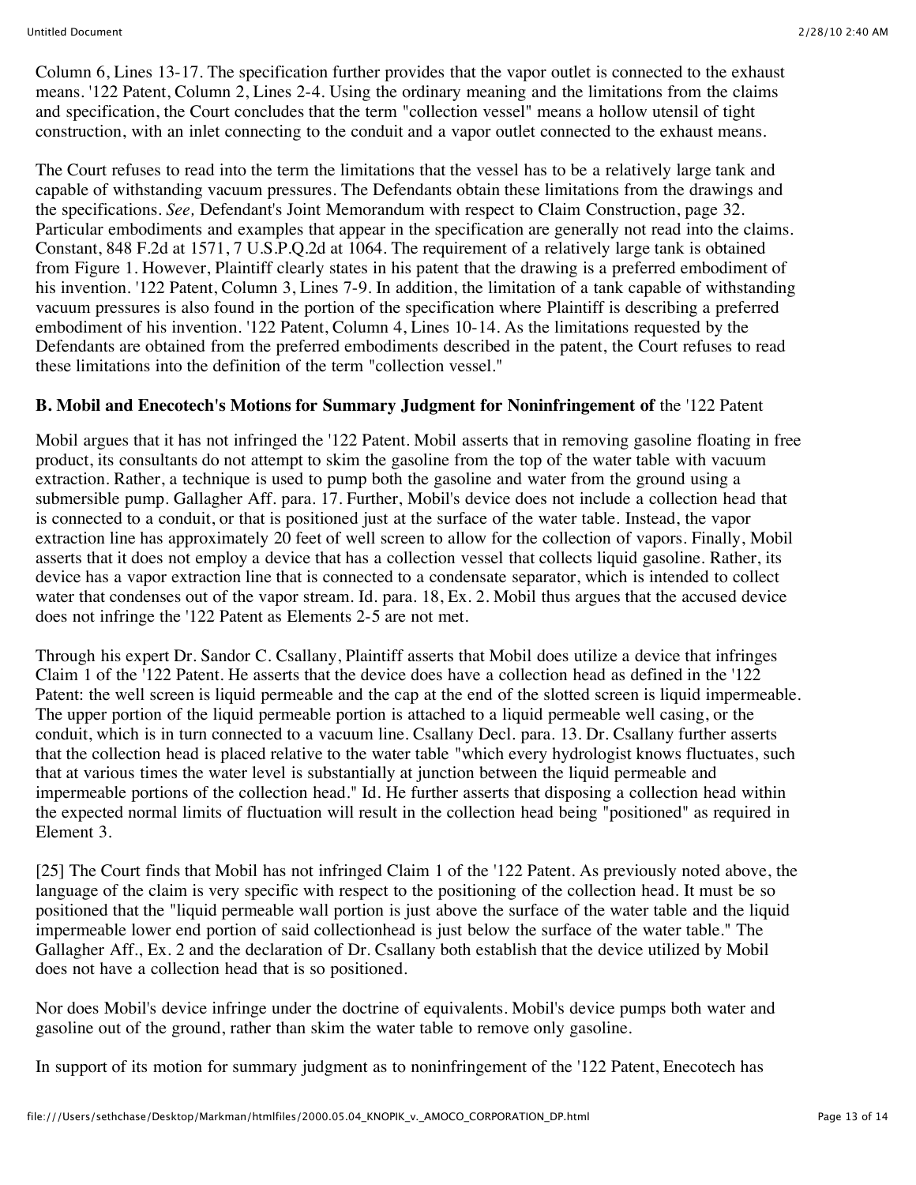Column 6, Lines 13-17. The specification further provides that the vapor outlet is connected to the exhaust means. '122 Patent, Column 2, Lines 2-4. Using the ordinary meaning and the limitations from the claims and specification, the Court concludes that the term "collection vessel" means a hollow utensil of tight construction, with an inlet connecting to the conduit and a vapor outlet connected to the exhaust means.

The Court refuses to read into the term the limitations that the vessel has to be a relatively large tank and capable of withstanding vacuum pressures. The Defendants obtain these limitations from the drawings and the specifications. *See,* Defendant's Joint Memorandum with respect to Claim Construction, page 32. Particular embodiments and examples that appear in the specification are generally not read into the claims. Constant, 848 F.2d at 1571, 7 U.S.P.Q.2d at 1064. The requirement of a relatively large tank is obtained from Figure 1. However, Plaintiff clearly states in his patent that the drawing is a preferred embodiment of his invention. '122 Patent, Column 3, Lines 7-9. In addition, the limitation of a tank capable of withstanding vacuum pressures is also found in the portion of the specification where Plaintiff is describing a preferred embodiment of his invention. '122 Patent, Column 4, Lines 10-14. As the limitations requested by the Defendants are obtained from the preferred embodiments described in the patent, the Court refuses to read these limitations into the definition of the term "collection vessel."

**B. Mobil and Enecotech's Motions for Summary Judgment for Noninfringement of** the '122 Patent

Mobil argues that it has not infringed the '122 Patent. Mobil asserts that in removing gasoline floating in free product, its consultants do not attempt to skim the gasoline from the top of the water table with vacuum extraction. Rather, a technique is used to pump both the gasoline and water from the ground using a submersible pump. Gallagher Aff. para. 17. Further, Mobil's device does not include a collection head that is connected to a conduit, or that is positioned just at the surface of the water table. Instead, the vapor extraction line has approximately 20 feet of well screen to allow for the collection of vapors. Finally, Mobil asserts that it does not employ a device that has a collection vessel that collects liquid gasoline. Rather, its device has a vapor extraction line that is connected to a condensate separator, which is intended to collect water that condenses out of the vapor stream. Id. para. 18, Ex. 2. Mobil thus argues that the accused device does not infringe the '122 Patent as Elements 2-5 are not met.

Through his expert Dr. Sandor C. Csallany, Plaintiff asserts that Mobil does utilize a device that infringes Claim 1 of the '122 Patent. He asserts that the device does have a collection head as defined in the '122 Patent: the well screen is liquid permeable and the cap at the end of the slotted screen is liquid impermeable. The upper portion of the liquid permeable portion is attached to a liquid permeable well casing, or the conduit, which is in turn connected to a vacuum line. Csallany Decl. para. 13. Dr. Csallany further asserts that the collection head is placed relative to the water table "which every hydrologist knows fluctuates, such that at various times the water level is substantially at junction between the liquid permeable and impermeable portions of the collection head." Id. He further asserts that disposing a collection head within the expected normal limits of fluctuation will result in the collection head being "positioned" as required in Element 3.

[25] The Court finds that Mobil has not infringed Claim 1 of the '122 Patent. As previously noted above, the language of the claim is very specific with respect to the positioning of the collection head. It must be so positioned that the "liquid permeable wall portion is just above the surface of the water table and the liquid impermeable lower end portion of said collectionhead is just below the surface of the water table." The Gallagher Aff., Ex. 2 and the declaration of Dr. Csallany both establish that the device utilized by Mobil does not have a collection head that is so positioned.

Nor does Mobil's device infringe under the doctrine of equivalents. Mobil's device pumps both water and gasoline out of the ground, rather than skim the water table to remove only gasoline.

In support of its motion for summary judgment as to noninfringement of the '122 Patent, Enecotech has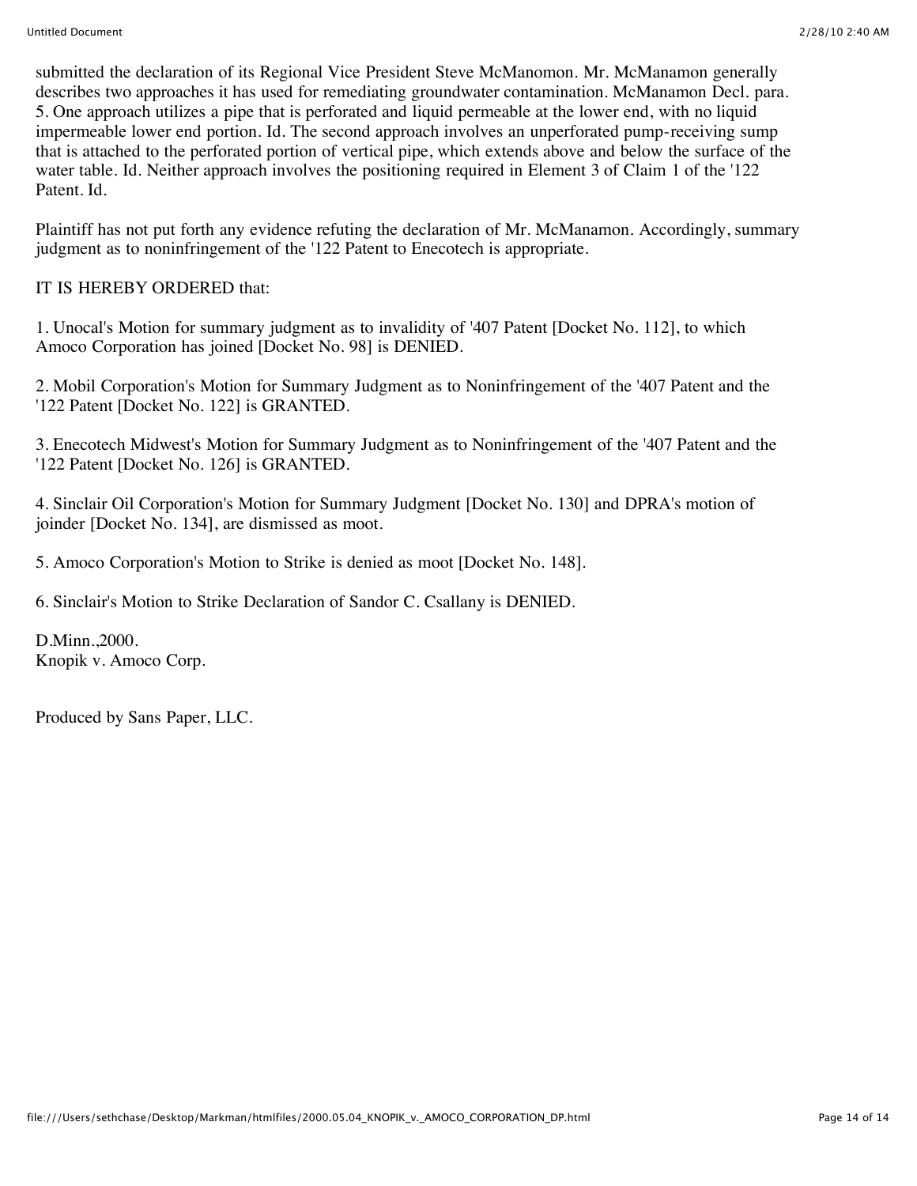submitted the declaration of its Regional Vice President Steve McManomon. Mr. McManamon generally describes two approaches it has used for remediating groundwater contamination. McManamon Decl. para. 5. One approach utilizes a pipe that is perforated and liquid permeable at the lower end, with no liquid impermeable lower end portion. Id. The second approach involves an unperforated pump-receiving sump that is attached to the perforated portion of vertical pipe, which extends above and below the surface of the water table. Id. Neither approach involves the positioning required in Element 3 of Claim 1 of the '122 Patent. Id.

Plaintiff has not put forth any evidence refuting the declaration of Mr. McManamon. Accordingly, summary judgment as to noninfringement of the '122 Patent to Enecotech is appropriate.

IT IS HEREBY ORDERED that:

1. Unocal's Motion for summary judgment as to invalidity of '407 Patent [Docket No. 112], to which Amoco Corporation has joined [Docket No. 98] is DENIED.

2. Mobil Corporation's Motion for Summary Judgment as to Noninfringement of the '407 Patent and the '122 Patent [Docket No. 122] is GRANTED.

3. Enecotech Midwest's Motion for Summary Judgment as to Noninfringement of the '407 Patent and the '122 Patent [Docket No. 126] is GRANTED.

4. Sinclair Oil Corporation's Motion for Summary Judgment [Docket No. 130] and DPRA's motion of joinder [Docket No. 134], are dismissed as moot.

5. Amoco Corporation's Motion to Strike is denied as moot [Docket No. 148].

6. Sinclair's Motion to Strike Declaration of Sandor C. Csallany is DENIED.

D.Minn.,2000.
Knopik v. Amoco Corp.

Produced by Sans Paper, LLC.